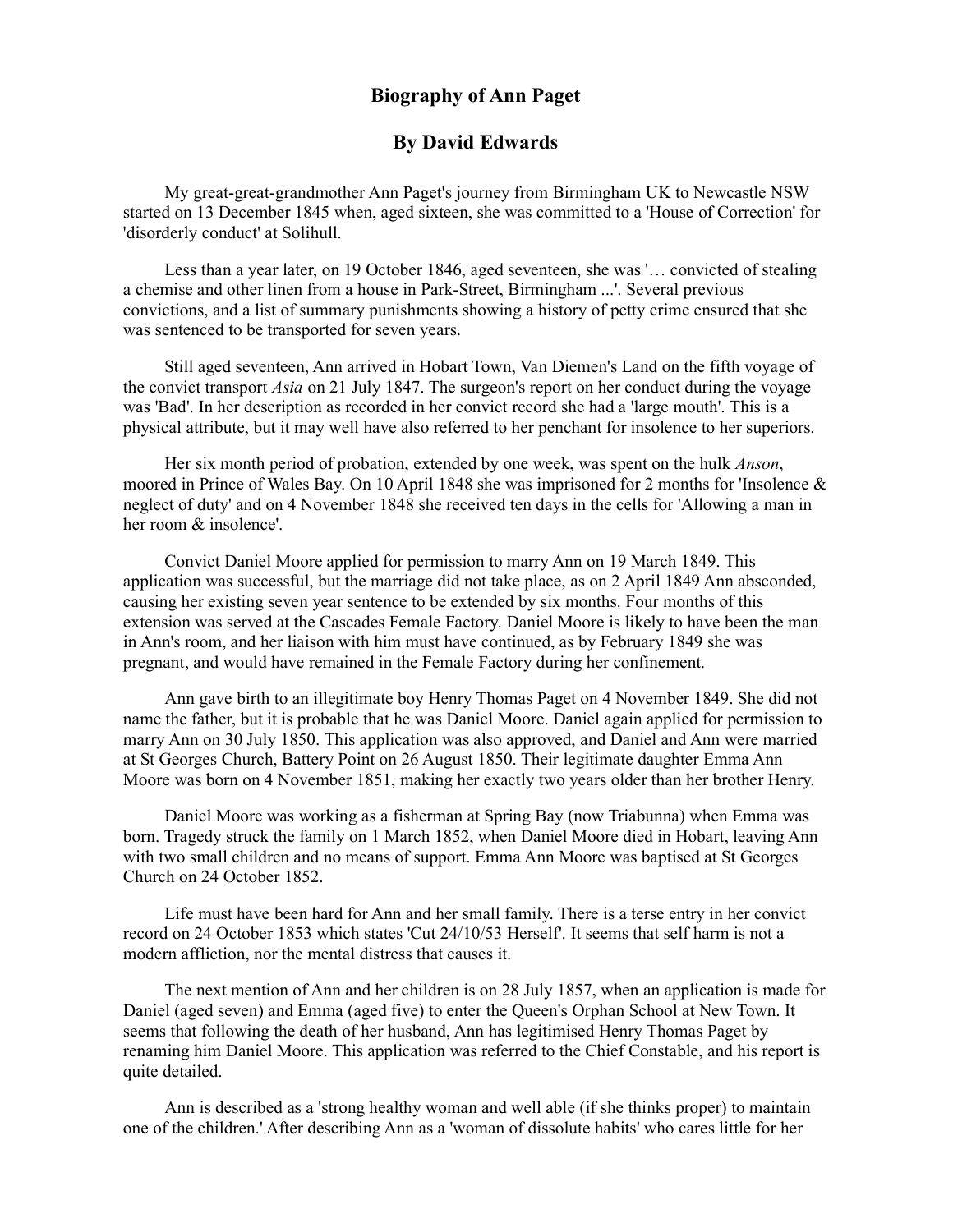# Biography of Ann Paget

## By David Edwards

My great-great-grandmother Ann Paget's journey from Birmingham UK to Newcastle NSW started on 13 December 1845 when, aged sixteen, she was committed to a 'House of Correction' for 'disorderly conduct' at Solihull.

Less than a year later, on 19 October 1846, aged seventeen, she was '… convicted of stealing a chemise and other linen from a house in Park-Street, Birmingham ...'. Several previous convictions, and a list of summary punishments showing a history of petty crime ensured that she was sentenced to be transported for seven years.

Still aged seventeen, Ann arrived in Hobart Town, Van Diemen's Land on the fifth voyage of the convict transport *Asia* on 21 July 1847. The surgeon's report on her conduct during the voyage was 'Bad'. In her description as recorded in her convict record she had a 'large mouth'. This is a physical attribute, but it may well have also referred to her penchant for insolence to her superiors.

Her six month period of probation, extended by one week, was spent on the hulk *Anson*, moored in Prince of Wales Bay. On 10 April 1848 she was imprisoned for 2 months for 'Insolence & neglect of duty' and on 4 November 1848 she received ten days in the cells for 'Allowing a man in her room & insolence'.

Convict Daniel Moore applied for permission to marry Ann on 19 March 1849. This application was successful, but the marriage did not take place, as on 2 April 1849 Ann absconded, causing her existing seven year sentence to be extended by six months. Four months of this extension was served at the Cascades Female Factory. Daniel Moore is likely to have been the man in Ann's room, and her liaison with him must have continued, as by February 1849 she was pregnant, and would have remained in the Female Factory during her confinement.

Ann gave birth to an illegitimate boy Henry Thomas Paget on 4 November 1849. She did not name the father, but it is probable that he was Daniel Moore. Daniel again applied for permission to marry Ann on 30 July 1850. This application was also approved, and Daniel and Ann were married at St Georges Church, Battery Point on 26 August 1850. Their legitimate daughter Emma Ann Moore was born on 4 November 1851, making her exactly two years older than her brother Henry.

Daniel Moore was working as a fisherman at Spring Bay (now Triabunna) when Emma was born. Tragedy struck the family on 1 March 1852, when Daniel Moore died in Hobart, leaving Ann with two small children and no means of support. Emma Ann Moore was baptised at St Georges Church on 24 October 1852.

Life must have been hard for Ann and her small family. There is a terse entry in her convict record on 24 October 1853 which states 'Cut 24/10/53 Herself'. It seems that self harm is not a modern affliction, nor the mental distress that causes it.

The next mention of Ann and her children is on 28 July 1857, when an application is made for Daniel (aged seven) and Emma (aged five) to enter the Queen's Orphan School at New Town. It seems that following the death of her husband, Ann has legitimised Henry Thomas Paget by renaming him Daniel Moore. This application was referred to the Chief Constable, and his report is quite detailed.

Ann is described as a 'strong healthy woman and well able (if she thinks proper) to maintain one of the children.' After describing Ann as a 'woman of dissolute habits' who cares little for her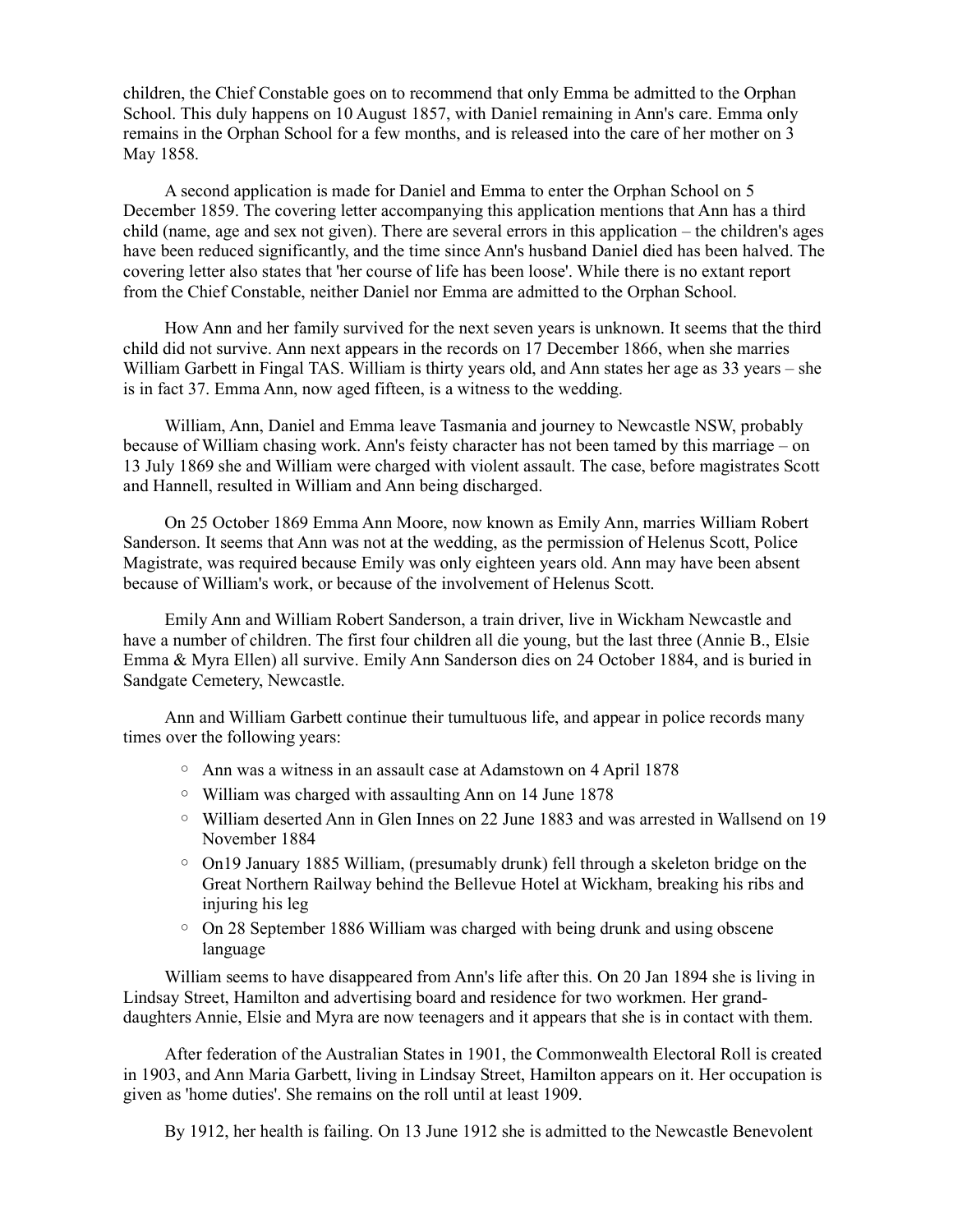children, the Chief Constable goes on to recommend that only Emma be admitted to the Orphan School. This duly happens on 10 August 1857, with Daniel remaining in Ann's care. Emma only remains in the Orphan School for a few months, and is released into the care of her mother on 3 May 1858.

A second application is made for Daniel and Emma to enter the Orphan School on 5 December 1859. The covering letter accompanying this application mentions that Ann has a third child (name, age and sex not given). There are several errors in this application – the children's ages have been reduced significantly, and the time since Ann's husband Daniel died has been halved. The covering letter also states that 'her course of life has been loose'. While there is no extant report from the Chief Constable, neither Daniel nor Emma are admitted to the Orphan School.

How Ann and her family survived for the next seven years is unknown. It seems that the third child did not survive. Ann next appears in the records on 17 December 1866, when she marries William Garbett in Fingal TAS. William is thirty years old, and Ann states her age as 33 years – she is in fact 37. Emma Ann, now aged fifteen, is a witness to the wedding.

William, Ann, Daniel and Emma leave Tasmania and journey to Newcastle NSW, probably because of William chasing work. Ann's feisty character has not been tamed by this marriage – on 13 July 1869 she and William were charged with violent assault. The case, before magistrates Scott and Hannell, resulted in William and Ann being discharged.

On 25 October 1869 Emma Ann Moore, now known as Emily Ann, marries William Robert Sanderson. It seems that Ann was not at the wedding, as the permission of Helenus Scott, Police Magistrate, was required because Emily was only eighteen years old. Ann may have been absent because of William's work, or because of the involvement of Helenus Scott.

Emily Ann and William Robert Sanderson, a train driver, live in Wickham Newcastle and have a number of children. The first four children all die young, but the last three (Annie B., Elsie Emma & Myra Ellen) all survive. Emily Ann Sanderson dies on 24 October 1884, and is buried in Sandgate Cemetery, Newcastle.

Ann and William Garbett continue their tumultuous life, and appear in police records many times over the following years:

- Ann was a witness in an assault case at Adamstown on 4 April 1878
- William was charged with assaulting Ann on 14 June 1878
- William deserted Ann in Glen Innes on 22 June 1883 and was arrested in Wallsend on 19 November 1884
- On19 January 1885 William, (presumably drunk) fell through a skeleton bridge on the Great Northern Railway behind the Bellevue Hotel at Wickham, breaking his ribs and injuring his leg
- On 28 September 1886 William was charged with being drunk and using obscene language

William seems to have disappeared from Ann's life after this. On 20 Jan 1894 she is living in Lindsay Street, Hamilton and advertising board and residence for two workmen. Her grand-daughters Annie, Elsie and Myra are now teenagers and it appears that she is in contact with them.

After federation of the Australian States in 1901, the Commonwealth Electoral Roll is created in 1903, and Ann Maria Garbett, living in Lindsay Street, Hamilton appears on it. Her occupation is given as 'home duties'. She remains on the roll until at least 1909.

By 1912, her health is failing. On 13 June 1912 she is admitted to the Newcastle Benevolent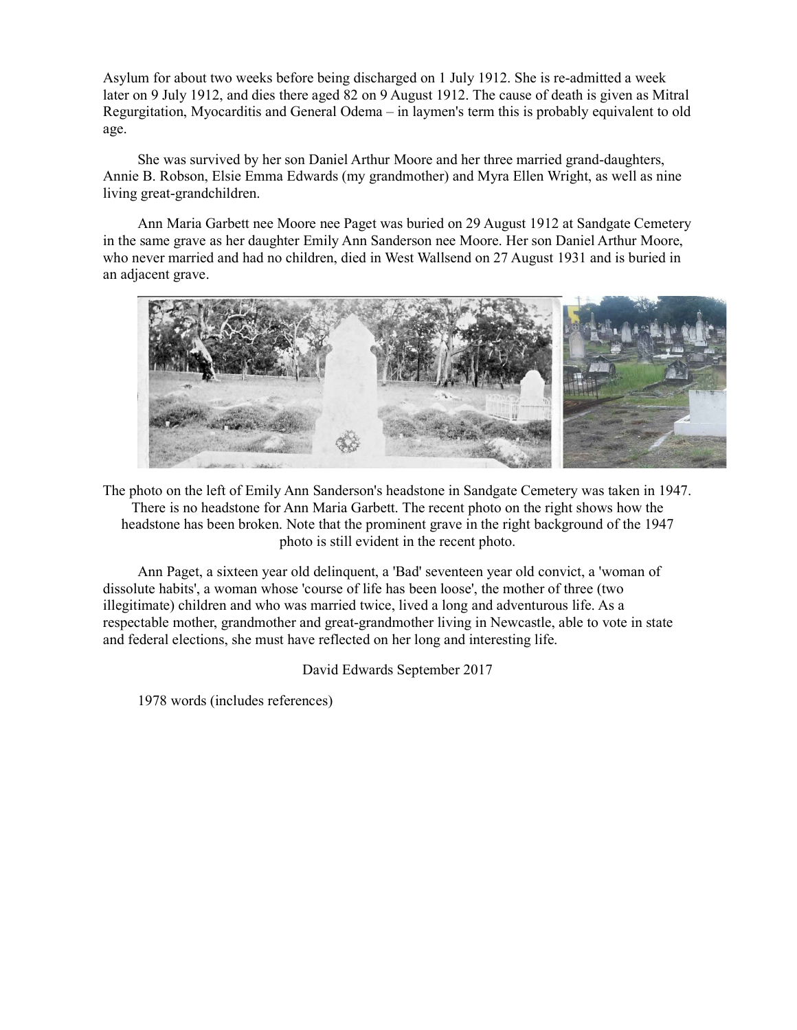Asylum for about two weeks before being discharged on 1 July 1912. She is re-admitted a week later on 9 July 1912, and dies there aged 82 on 9 August 1912. The cause of death is given as Mitral Regurgitation, Myocarditis and General Odema – in laymen's term this is probably equivalent to old age.

She was survived by her son Daniel Arthur Moore and her three married grand-daughters, Annie B. Robson, Elsie Emma Edwards (my grandmother) and Myra Ellen Wright, as well as nine living great-grandchildren.

Ann Maria Garbett nee Moore nee Paget was buried on 29 August 1912 at Sandgate Cemetery in the same grave as her daughter Emily Ann Sanderson nee Moore. Her son Daniel Arthur Moore, who never married and had no children, died in West Wallsend on 27 August 1931 and is buried in an adjacent grave.

The photo on the left of Emily Ann Sanderson's headstone in Sandgate Cemetery was taken in 1947. There is no headstone for Ann Maria Garbett. The recent photo on the right shows how the headstone has been broken. Note that the prominent grave in the right background of the 1947 photo is still evident in the recent photo.

Ann Paget, a sixteen year old delinquent, a 'Bad' seventeen year old convict, a 'woman of dissolute habits', a woman whose 'course of life has been loose', the mother of three (two illegitimate) children and who was married twice, lived a long and adventurous life. As a respectable mother, grandmother and great-grandmother living in Newcastle, able to vote in state and federal elections, she must have reflected on her long and interesting life.

David Edwards September 2017

1978 words (includes references)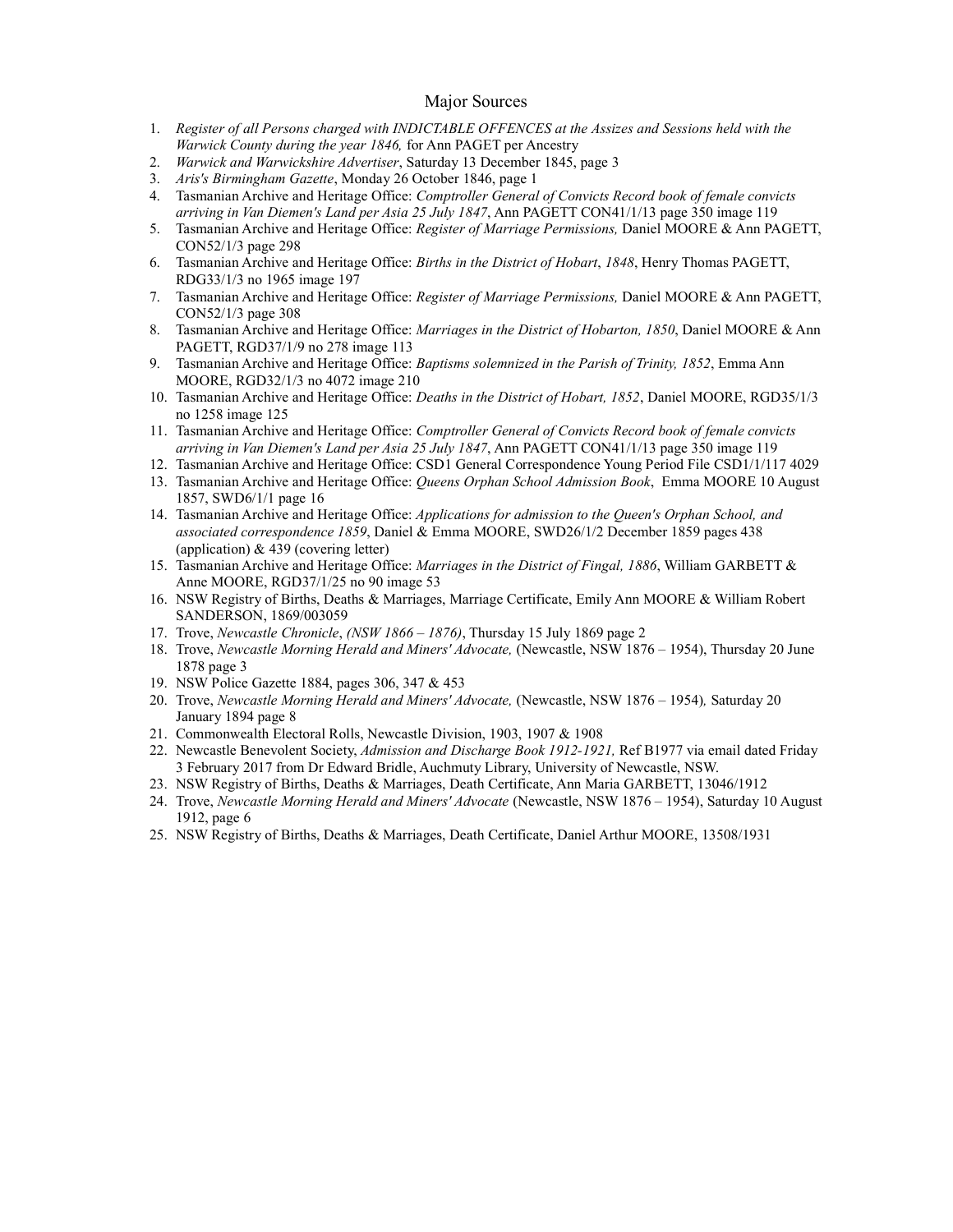# Major Sources

1. *Register of all Persons charged with INDICTABLE OFFENCES at the Assizes and Sessions held with the Warwick County during the year 1846,* for Ann PAGET per Ancestry
2. *Warwick and Warwickshire Advertiser*, Saturday 13 December 1845, page 3
3. *Aris's Birmingham Gazette*, Monday 26 October 1846, page 1
4. Tasmanian Archive and Heritage Office: *Comptroller General of Convicts Record book of female convicts arriving in Van Diemen's Land per Asia 25 July 1847*, Ann PAGETT CON41/1/13 page 350 image 119
5. Tasmanian Archive and Heritage Office: *Register of Marriage Permissions,* Daniel MOORE & Ann PAGETT, CON52/1/3 page 298
6. Tasmanian Archive and Heritage Office: *Births in the District of Hobart*, *1848*, Henry Thomas PAGETT, RDG33/1/3 no 1965 image 197
7. Tasmanian Archive and Heritage Office: *Register of Marriage Permissions,* Daniel MOORE & Ann PAGETT, CON52/1/3 page 308
8. Tasmanian Archive and Heritage Office: *Marriages in the District of Hobarton, 1850*, Daniel MOORE & Ann PAGETT, RGD37/1/9 no 278 image 113
9. Tasmanian Archive and Heritage Office: *Baptisms solemnized in the Parish of Trinity, 1852*, Emma Ann MOORE, RGD32/1/3 no 4072 image 210
10. Tasmanian Archive and Heritage Office: *Deaths in the District of Hobart, 1852*, Daniel MOORE, RGD35/1/3 no 1258 image 125
11. Tasmanian Archive and Heritage Office: *Comptroller General of Convicts Record book of female convicts arriving in Van Diemen's Land per Asia 25 July 1847*, Ann PAGETT CON41/1/13 page 350 image 119
12. Tasmanian Archive and Heritage Office: CSD1 General Correspondence Young Period File CSD1/1/117 4029
13. Tasmanian Archive and Heritage Office: *Queens Orphan School Admission Book*, Emma MOORE 10 August 1857, SWD6/1/1 page 16
14. Tasmanian Archive and Heritage Office: *Applications for admission to the Queen's Orphan School, and associated correspondence 1859*, Daniel & Emma MOORE, SWD26/1/2 December 1859 pages 438 (application) & 439 (covering letter)
15. Tasmanian Archive and Heritage Office: *Marriages in the District of Fingal, 1886*, William GARBETT & Anne MOORE, RGD37/1/25 no 90 image 53
16. NSW Registry of Births, Deaths & Marriages, Marriage Certificate, Emily Ann MOORE & William Robert SANDERSON, 1869/003059
17. Trove, *Newcastle Chronicle*, *(NSW 1866 – 1876)*, Thursday 15 July 1869 page 2
18. Trove, *Newcastle Morning Herald and Miners' Advocate,* (Newcastle, NSW 1876 – 1954), Thursday 20 June 1878 page 3
19. NSW Police Gazette 1884, pages 306, 347 & 453
20. Trove, *Newcastle Morning Herald and Miners' Advocate,* (Newcastle, NSW 1876 – 1954)*,* Saturday 20 January 1894 page 8
21. Commonwealth Electoral Rolls, Newcastle Division, 1903, 1907 & 1908
22. Newcastle Benevolent Society, *Admission and Discharge Book 1912-1921,* Ref B1977 via email dated Friday 3 February 2017 from Dr Edward Bridle, Auchmuty Library, University of Newcastle, NSW.
23. NSW Registry of Births, Deaths & Marriages, Death Certificate, Ann Maria GARBETT, 13046/1912
24. Trove, *Newcastle Morning Herald and Miners' Advocate* (Newcastle, NSW 1876 – 1954), Saturday 10 August 1912, page 6
25. NSW Registry of Births, Deaths & Marriages, Death Certificate, Daniel Arthur MOORE, 13508/1931